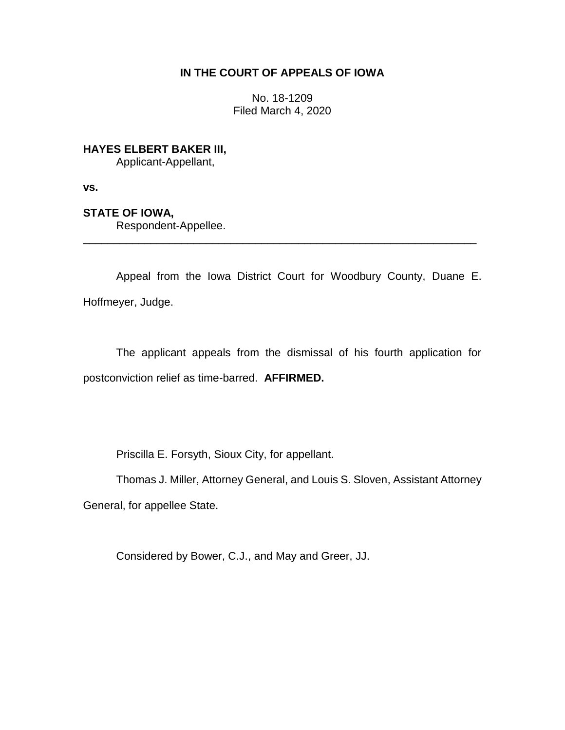**IN THE COURT OF APPEALS OF IOWA**

No. 18-1209
Filed March 4, 2020

**HAYES ELBERT BAKER III,**
Applicant-Appellant,

**vs.**

**STATE OF IOWA,**
Respondent-Appellee.

---

Appeal from the Iowa District Court for Woodbury County, Duane E. Hoffmeyer, Judge.

The applicant appeals from the dismissal of his fourth application for postconviction relief as time-barred. **AFFIRMED.**

Priscilla E. Forsyth, Sioux City, for appellant.

Thomas J. Miller, Attorney General, and Louis S. Sloven, Assistant Attorney General, for appellee State.

Considered by Bower, C.J., and May and Greer, JJ.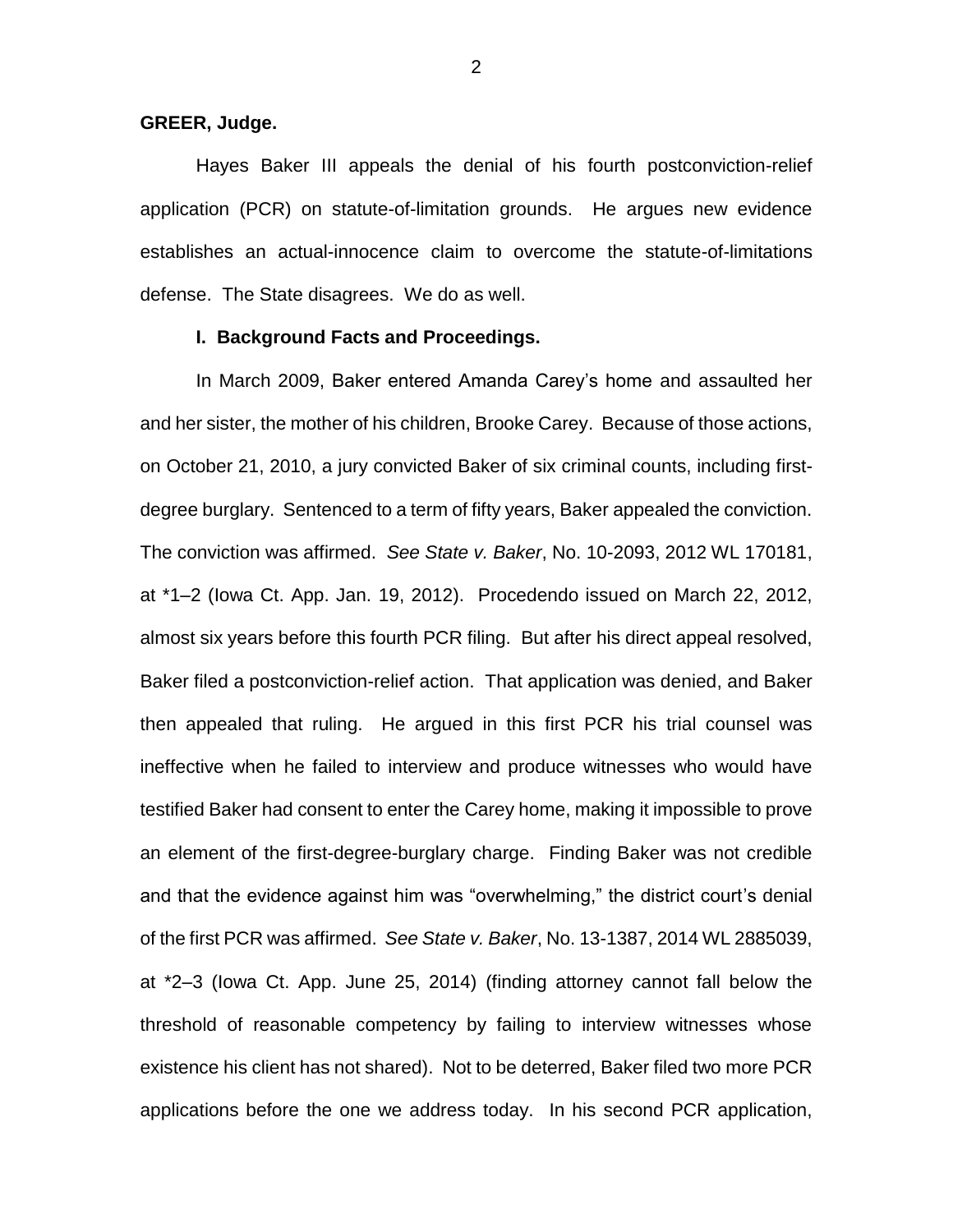**GREER, Judge.**

Hayes Baker III appeals the denial of his fourth postconviction-relief application (PCR) on statute-of-limitation grounds. He argues new evidence establishes an actual-innocence claim to overcome the statute-of-limitations defense. The State disagrees. We do as well.

## I. Background Facts and Proceedings.

In March 2009, Baker entered Amanda Carey's home and assaulted her and her sister, the mother of his children, Brooke Carey. Because of those actions, on October 21, 2010, a jury convicted Baker of six criminal counts, including first-degree burglary. Sentenced to a term of fifty years, Baker appealed the conviction. The conviction was affirmed. *See State v. Baker*, No. 10-2093, 2012 WL 170181, at *1–2 (Iowa Ct. App. Jan. 19, 2012). Procedendo issued on March 22, 2012, almost six years before this fourth PCR filing. But after his direct appeal resolved, Baker filed a postconviction-relief action. That application was denied, and Baker then appealed that ruling. He argued in this first PCR his trial counsel was ineffective when he failed to interview and produce witnesses who would have testified Baker had consent to enter the Carey home, making it impossible to prove an element of the first-degree-burglary charge. Finding Baker was not credible and that the evidence against him was "overwhelming," the district court's denial of the first PCR was affirmed. *See State v. Baker*, No. 13-1387, 2014 WL 2885039, at *2–3 (Iowa Ct. App. June 25, 2014) (finding attorney cannot fall below the threshold of reasonable competency by failing to interview witnesses whose existence his client has not shared). Not to be deterred, Baker filed two more PCR applications before the one we address today. In his second PCR application,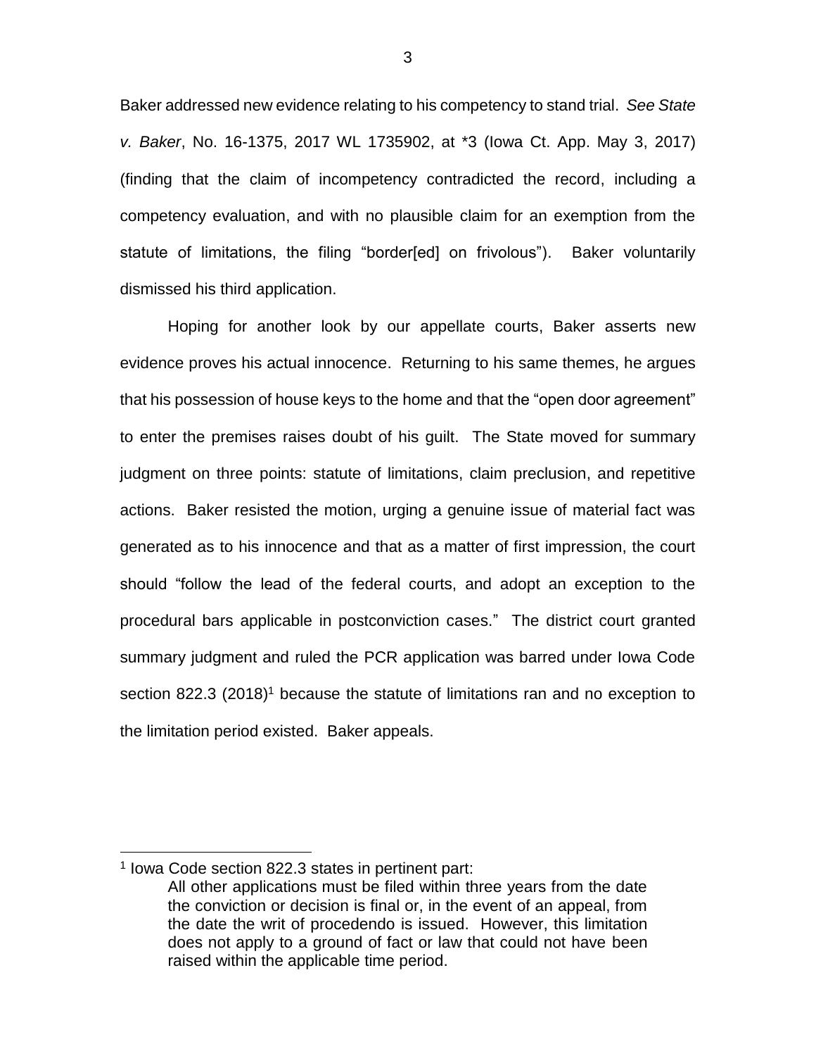Baker addressed new evidence relating to his competency to stand trial. *See State v. Baker*, No. 16-1375, 2017 WL 1735902, at *3 (Iowa Ct. App. May 3, 2017) (finding that the claim of incompetency contradicted the record, including a competency evaluation, and with no plausible claim for an exemption from the statute of limitations, the filing "border[ed] on frivolous"). Baker voluntarily dismissed his third application.

Hoping for another look by our appellate courts, Baker asserts new evidence proves his actual innocence. Returning to his same themes, he argues that his possession of house keys to the home and that the "open door agreement" to enter the premises raises doubt of his guilt. The State moved for summary judgment on three points: statute of limitations, claim preclusion, and repetitive actions. Baker resisted the motion, urging a genuine issue of material fact was generated as to his innocence and that as a matter of first impression, the court should "follow the lead of the federal courts, and adopt an exception to the procedural bars applicable in postconviction cases." The district court granted summary judgment and ruled the PCR application was barred under Iowa Code section 822.3 (2018)[1] because the statute of limitations ran and no exception to the limitation period existed. Baker appeals.

---

[1] Iowa Code section 822.3 states in pertinent part:

> All other applications must be filed within three years from the date the conviction or decision is final or, in the event of an appeal, from the date the writ of procedendo is issued. However, this limitation does not apply to a ground of fact or law that could not have been raised within the applicable time period.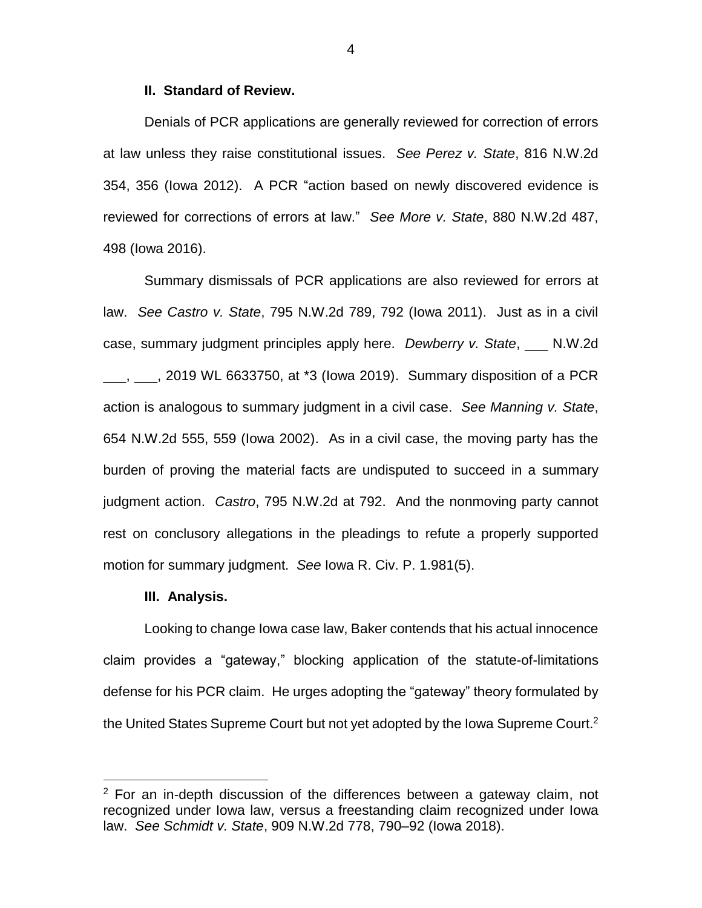### II. Standard of Review.

Denials of PCR applications are generally reviewed for correction of errors at law unless they raise constitutional issues. *See Perez v. State*, 816 N.W.2d 354, 356 (Iowa 2012). A PCR "action based on newly discovered evidence is reviewed for corrections of errors at law." *See More v. State*, 880 N.W.2d 487, 498 (Iowa 2016).

Summary dismissals of PCR applications are also reviewed for errors at law. *See Castro v. State*, 795 N.W.2d 789, 792 (Iowa 2011). Just as in a civil case, summary judgment principles apply here. *Dewberry v. State*, ___ N.W.2d ___, ___, 2019 WL 6633750, at *3 (Iowa 2019). Summary disposition of a PCR action is analogous to summary judgment in a civil case. *See Manning v. State*, 654 N.W.2d 555, 559 (Iowa 2002). As in a civil case, the moving party has the burden of proving the material facts are undisputed to succeed in a summary judgment action. *Castro*, 795 N.W.2d at 792. And the nonmoving party cannot rest on conclusory allegations in the pleadings to refute a properly supported motion for summary judgment. *See* Iowa R. Civ. P. 1.981(5).

### III. Analysis.

Looking to change Iowa case law, Baker contends that his actual innocence claim provides a "gateway," blocking application of the statute-of-limitations defense for his PCR claim. He urges adopting the "gateway" theory formulated by the United States Supreme Court but not yet adopted by the Iowa Supreme Court.[2]

---

[2] For an in-depth discussion of the differences between a gateway claim, not recognized under Iowa law, versus a freestanding claim recognized under Iowa law. *See Schmidt v. State*, 909 N.W.2d 778, 790–92 (Iowa 2018).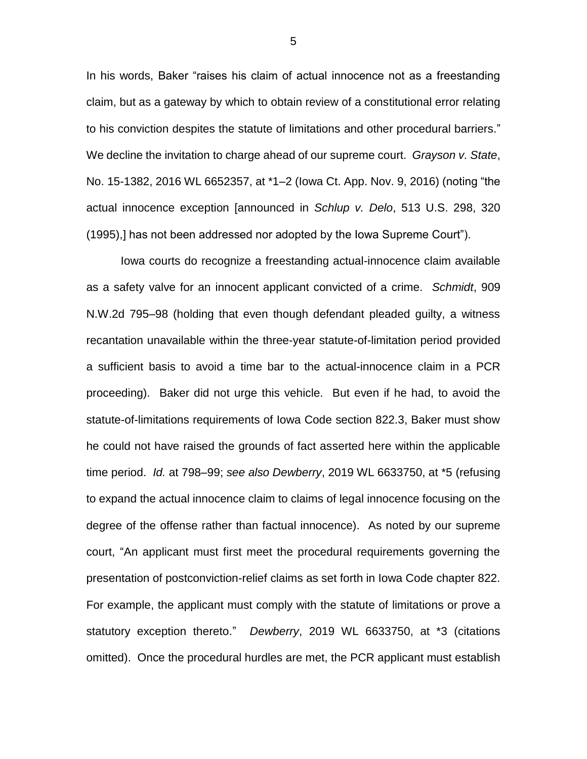In his words, Baker "raises his claim of actual innocence not as a freestanding claim, but as a gateway by which to obtain review of a constitutional error relating to his conviction despites the statute of limitations and other procedural barriers." We decline the invitation to charge ahead of our supreme court. *Grayson v. State*, No. 15-1382, 2016 WL 6652357, at *1–2 (Iowa Ct. App. Nov. 9, 2016) (noting "the actual innocence exception [announced in *Schlup v. Delo*, 513 U.S. 298, 320 (1995),] has not been addressed nor adopted by the Iowa Supreme Court").

Iowa courts do recognize a freestanding actual-innocence claim available as a safety valve for an innocent applicant convicted of a crime. *Schmidt*, 909 N.W.2d 795–98 (holding that even though defendant pleaded guilty, a witness recantation unavailable within the three-year statute-of-limitation period provided a sufficient basis to avoid a time bar to the actual-innocence claim in a PCR proceeding). Baker did not urge this vehicle. But even if he had, to avoid the statute-of-limitations requirements of Iowa Code section 822.3, Baker must show he could not have raised the grounds of fact asserted here within the applicable time period. *Id.* at 798–99; *see also Dewberry*, 2019 WL 6633750, at *5 (refusing to expand the actual innocence claim to claims of legal innocence focusing on the degree of the offense rather than factual innocence). As noted by our supreme court, "An applicant must first meet the procedural requirements governing the presentation of postconviction-relief claims as set forth in Iowa Code chapter 822. For example, the applicant must comply with the statute of limitations or prove a statutory exception thereto." *Dewberry*, 2019 WL 6633750, at *3 (citations omitted). Once the procedural hurdles are met, the PCR applicant must establish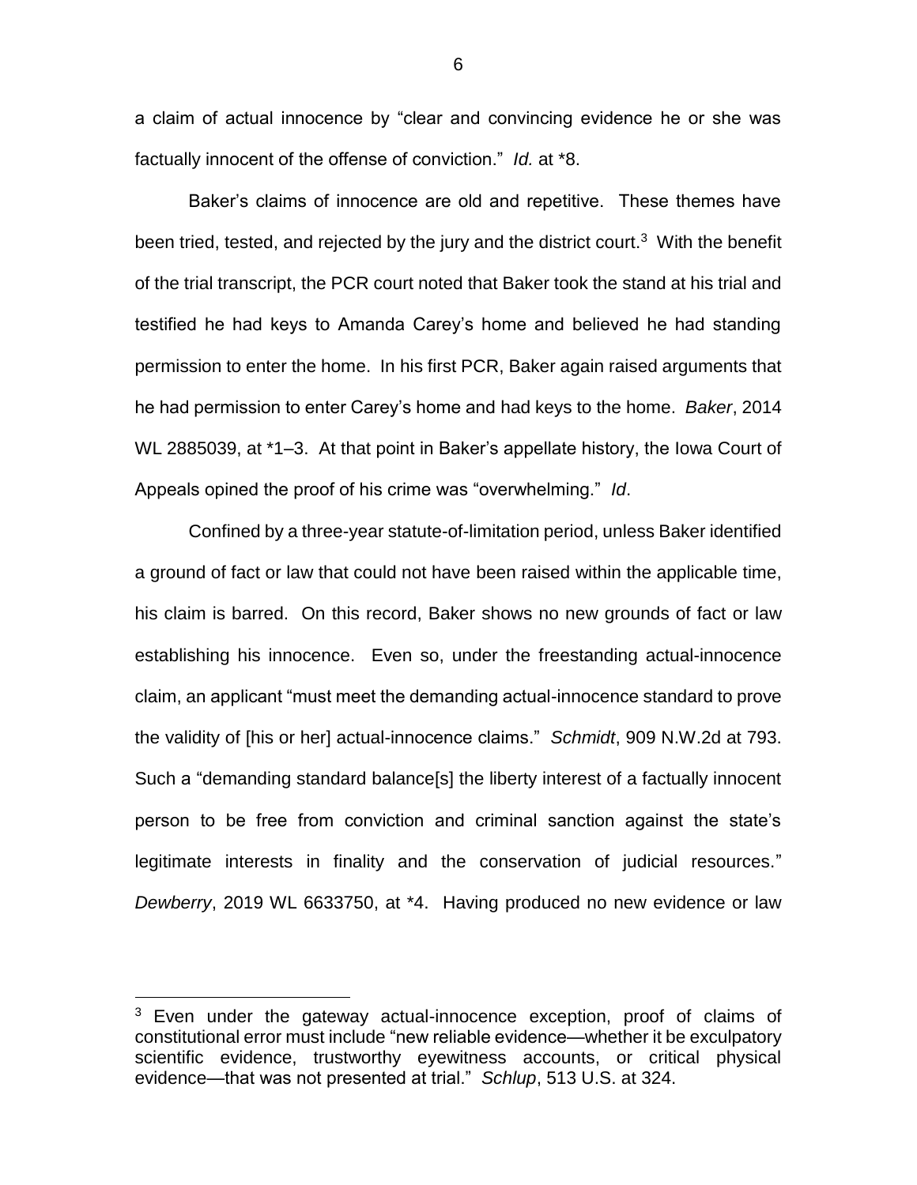a claim of actual innocence by "clear and convincing evidence he or she was factually innocent of the offense of conviction." *Id.* at *8.

Baker's claims of innocence are old and repetitive. These themes have been tried, tested, and rejected by the jury and the district court.[3] With the benefit of the trial transcript, the PCR court noted that Baker took the stand at his trial and testified he had keys to Amanda Carey's home and believed he had standing permission to enter the home. In his first PCR, Baker again raised arguments that he had permission to enter Carey's home and had keys to the home. *Baker*, 2014 WL 2885039, at *1–3. At that point in Baker's appellate history, the Iowa Court of Appeals opined the proof of his crime was "overwhelming." *Id*.

Confined by a three-year statute-of-limitation period, unless Baker identified a ground of fact or law that could not have been raised within the applicable time, his claim is barred. On this record, Baker shows no new grounds of fact or law establishing his innocence. Even so, under the freestanding actual-innocence claim, an applicant "must meet the demanding actual-innocence standard to prove the validity of [his or her] actual-innocence claims." *Schmidt*, 909 N.W.2d at 793. Such a "demanding standard balance[s] the liberty interest of a factually innocent person to be free from conviction and criminal sanction against the state's legitimate interests in finality and the conservation of judicial resources." *Dewberry*, 2019 WL 6633750, at *4. Having produced no new evidence or law

[3] Even under the gateway actual-innocence exception, proof of claims of constitutional error must include "new reliable evidence—whether it be exculpatory scientific evidence, trustworthy eyewitness accounts, or critical physical evidence—that was not presented at trial." *Schlup*, 513 U.S. at 324.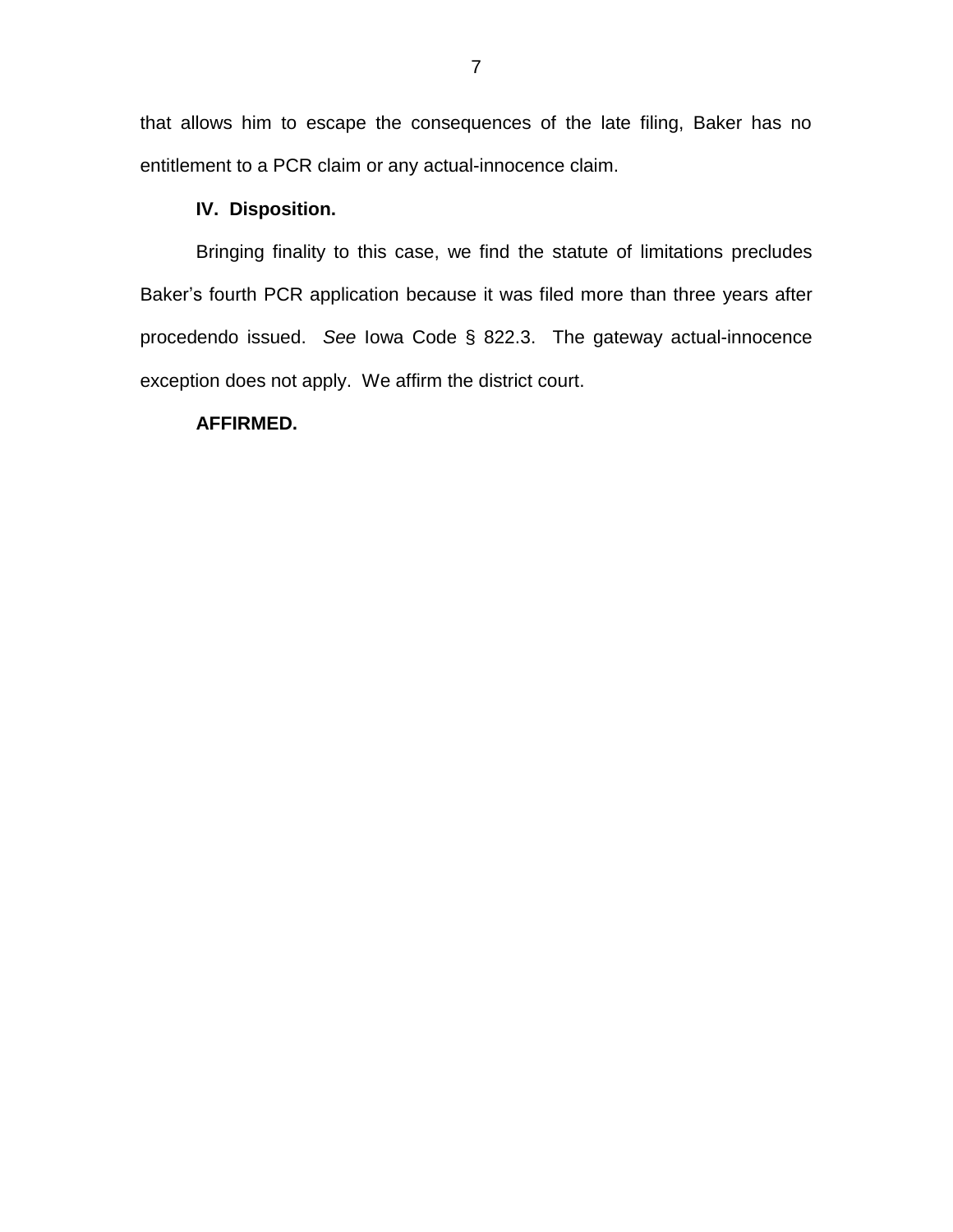that allows him to escape the consequences of the late filing, Baker has no entitlement to a PCR claim or any actual-innocence claim.

**IV. Disposition.**

Bringing finality to this case, we find the statute of limitations precludes Baker's fourth PCR application because it was filed more than three years after procedendo issued. *See* Iowa Code § 822.3. The gateway actual-innocence exception does not apply. We affirm the district court.

**AFFIRMED.**